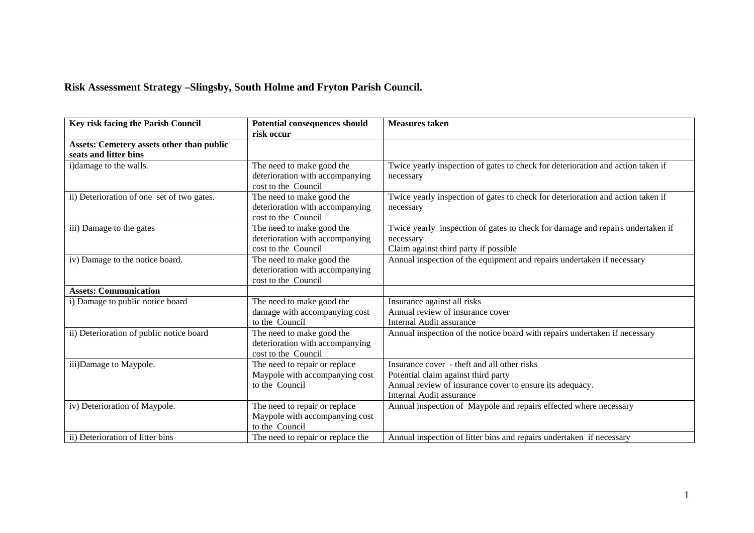**Risk Assessment Strategy –Slingsby, South Holme and Fryton Parish Council.**

| Key risk facing the Parish Council | Potential consequences should risk occur | Measures taken |
|---|---|---|
| **Assets: Cemetery assets other than public seats and litter bins** | | |
| i)damage to the walls. | The need to make good the deterioration with accompanying cost to the Council | Twice yearly inspection of gates to check for deterioration and action taken if necessary |
| ii) Deterioration of one set of two gates. | The need to make good the deterioration with accompanying cost to the Council | Twice yearly inspection of gates to check for deterioration and action taken if necessary |
| iii) Damage to the gates | The need to make good the deterioration with accompanying cost to the Council | Twice yearly inspection of gates to check for damage and repairs undertaken if necessary<br>Claim against third party if possible |
| iv) Damage to the notice board. | The need to make good the deterioration with accompanying cost to the Council | Annual inspection of the equipment and repairs undertaken if necessary |
| **Assets: Communication** | | |
| i) Damage to public notice board | The need to make good the damage with accompanying cost to the Council | Insurance against all risks<br>Annual review of insurance cover<br>Internal Audit assurance |
| ii) Deterioration of public notice board | The need to make good the deterioration with accompanying cost to the Council | Annual inspection of the notice board with repairs undertaken if necessary |
| iii)Damage to Maypole. | The need to repair or replace Maypole with accompanying cost to the Council | Insurance cover - theft and all other risks<br>Potential claim against third party<br>Annual review of insurance cover to ensure its adequacy.<br>Internal Audit assurance |
| iv) Deterioration of Maypole. | The need to repair or replace Maypole with accompanying cost to the Council | Annual inspection of Maypole and repairs effected where necessary |
| ii) Deterioration of litter bins | The need to repair or replace the | Annual inspection of litter bins and repairs undertaken if necessary |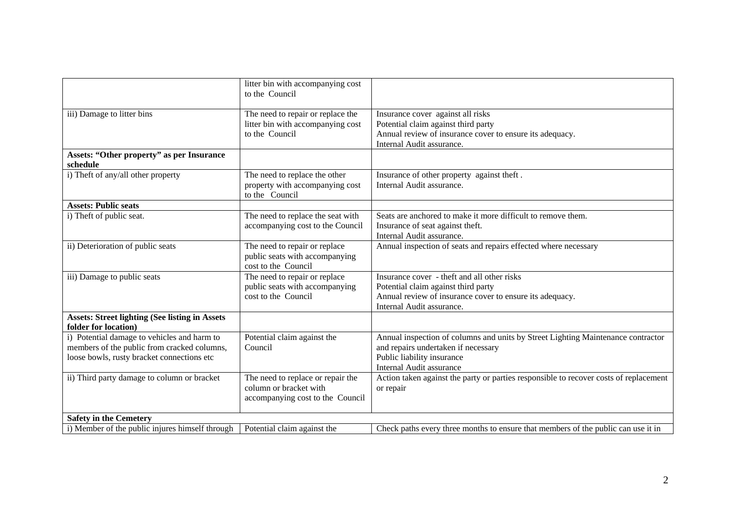| | | |
|---|---|---|
| | litter bin with accompanying cost to the Council | |
| iii) Damage to litter bins | The need to repair or replace the litter bin with accompanying cost to the Council | Insurance cover against all risks<br>Potential claim against third party<br>Annual review of insurance cover to ensure its adequacy.<br>Internal Audit assurance. |
| **Assets: "Other property" as per Insurance schedule** | | |
| i) Theft of any/all other property | The need to replace the other property with accompanying cost to the Council | Insurance of other property against theft .<br>Internal Audit assurance. |
| **Assets: Public seats** | | |
| i) Theft of public seat. | The need to replace the seat with accompanying cost to the Council | Seats are anchored to make it more difficult to remove them.<br>Insurance of seat against theft.<br>Internal Audit assurance. |
| ii) Deterioration of public seats | The need to repair or replace public seats with accompanying cost to the Council | Annual inspection of seats and repairs effected where necessary |
| iii) Damage to public seats | The need to repair or replace public seats with accompanying cost to the Council | Insurance cover - theft and all other risks<br>Potential claim against third party<br>Annual review of insurance cover to ensure its adequacy.<br>Internal Audit assurance. |
| **Assets: Street lighting (See listing in Assets folder for location)** | | |
| i) Potential damage to vehicles and harm to members of the public from cracked columns, loose bowls, rusty bracket connections etc | Potential claim against the Council | Annual inspection of columns and units by Street Lighting Maintenance contractor and repairs undertaken if necessary<br>Public liability insurance<br>Internal Audit assurance |
| ii) Third party damage to column or bracket | The need to replace or repair the column or bracket with accompanying cost to the Council | Action taken against the party or parties responsible to recover costs of replacement or repair |
| **Safety in the Cemetery** | | |
| i) Member of the public injures himself through | Potential claim against the | Check paths every three months to ensure that members of the public can use it in |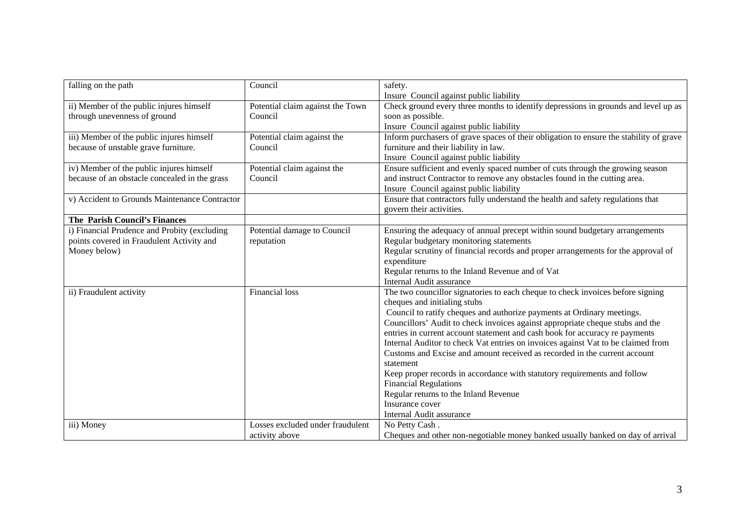| | | |
|---|---|---|
| falling on the path | Council | safety.<br>Insure Council against public liability |
| ii) Member of the public injures himself through unevenness of ground | Potential claim against the Town Council | Check ground every three months to identify depressions in grounds and level up as soon as possible.<br>Insure Council against public liability |
| iii) Member of the public injures himself because of unstable grave furniture. | Potential claim against the Council | Inform purchasers of grave spaces of their obligation to ensure the stability of grave furniture and their liability in law.<br>Insure Council against public liability |
| iv) Member of the public injures himself because of an obstacle concealed in the grass | Potential claim against the Council | Ensure sufficient and evenly spaced number of cuts through the growing season and instruct Contractor to remove any obstacles found in the cutting area.<br>Insure Council against public liability |
| v) Accident to Grounds Maintenance Contractor | | Ensure that contractors fully understand the health and safety regulations that govern their activities. |
| **The Parish Council's Finances** | | |
| i) Financial Prudence and Probity (excluding points covered in Fraudulent Activity and Money below) | Potential damage to Council reputation | Ensuring the adequacy of annual precept within sound budgetary arrangements<br>Regular budgetary monitoring statements<br>Regular scrutiny of financial records and proper arrangements for the approval of expenditure<br>Regular returns to the Inland Revenue and of Vat<br>Internal Audit assurance |
| ii) Fraudulent activity | Financial loss | The two councillor signatories to each cheque to check invoices before signing cheques and initialing stubs<br>Council to ratify cheques and authorize payments at Ordinary meetings.<br>Councillors' Audit to check invoices against appropriate cheque stubs and the entries in current account statement and cash book for accuracy re payments<br>Internal Auditor to check Vat entries on invoices against Vat to be claimed from Customs and Excise and amount received as recorded in the current account statement<br>Keep proper records in accordance with statutory requirements and follow Financial Regulations<br>Regular returns to the Inland Revenue<br>Insurance cover<br>Internal Audit assurance |
| iii) Money | Losses excluded under fraudulent activity above | No Petty Cash .<br>Cheques and other non-negotiable money banked usually banked on day of arrival |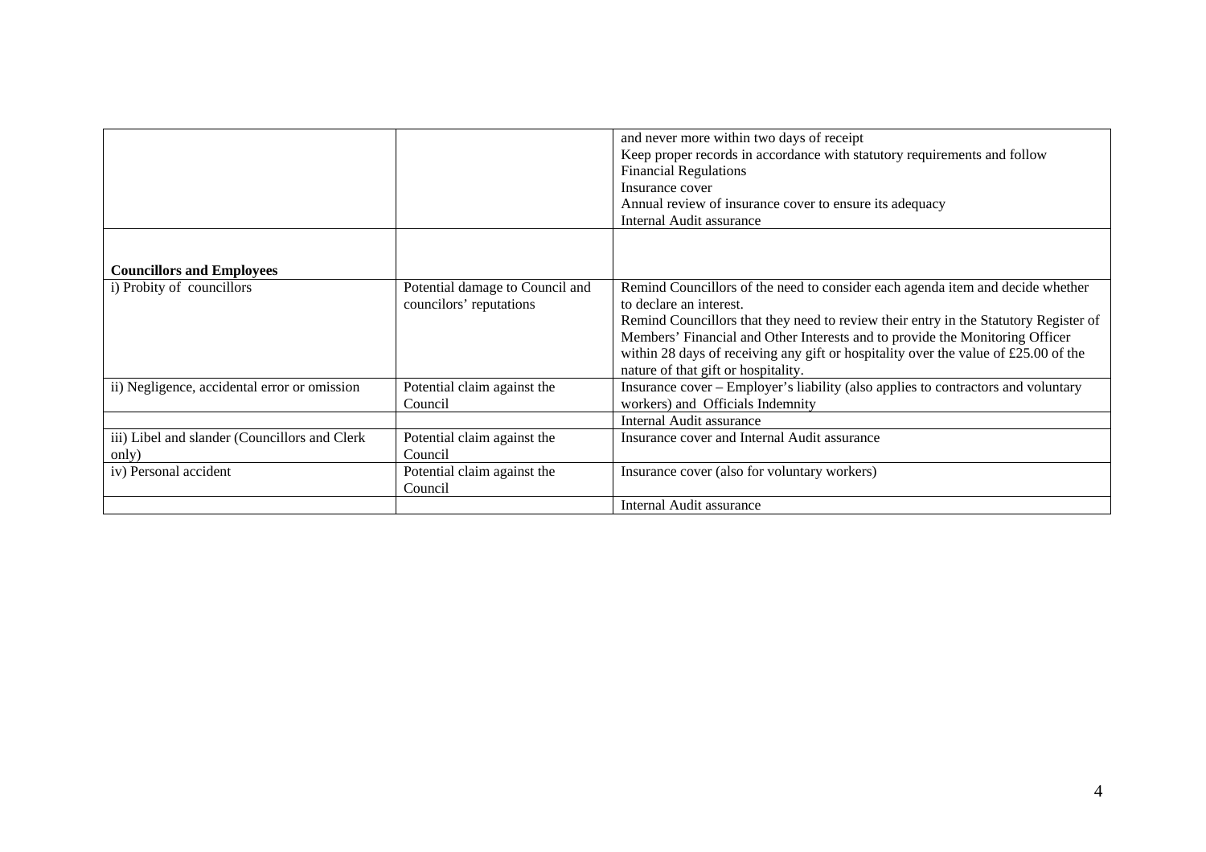| | | |
|---|---|---|
| | | and never more within two days of receipt<br>Keep proper records in accordance with statutory requirements and follow Financial Regulations<br>Insurance cover<br>Annual review of insurance cover to ensure its adequacy<br>Internal Audit assurance |
| **Councillors and Employees** | | |
| i) Probity of councillors | Potential damage to Council and councilors' reputations | Remind Councillors of the need to consider each agenda item and decide whether to declare an interest.<br>Remind Councillors that they need to review their entry in the Statutory Register of Members' Financial and Other Interests and to provide the Monitoring Officer within 28 days of receiving any gift or hospitality over the value of £25.00 of the nature of that gift or hospitality. |
| ii) Negligence, accidental error or omission | Potential claim against the Council | Insurance cover – Employer's liability (also applies to contractors and voluntary workers) and Officials Indemnity |
| | | Internal Audit assurance |
| iii) Libel and slander (Councillors and Clerk only) | Potential claim against the Council | Insurance cover and Internal Audit assurance |
| iv) Personal accident | Potential claim against the Council | Insurance cover (also for voluntary workers) |
| | | Internal Audit assurance |